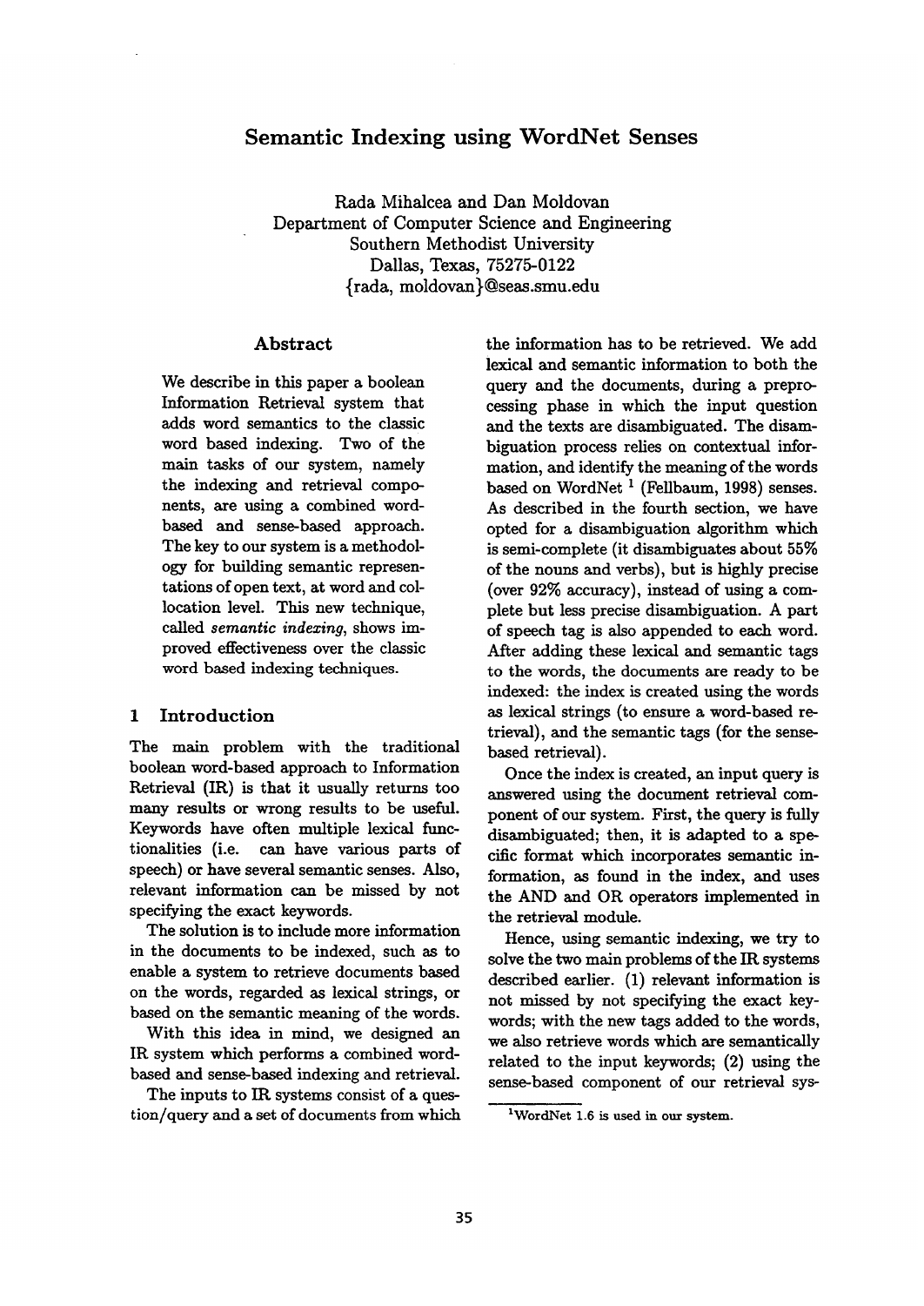# Semantic Indexing using WordNet Senses

Rada Mihalcea and Dan Moldovan
Department of Computer Science and Engineering
Southern Methodist University
Dallas, Texas, 75275-0122
{rada, moldovan}@seas.smu.edu

## Abstract

We describe in this paper a boolean Information Retrieval system that adds word semantics to the classic word based indexing. Two of the main tasks of our system, namely the indexing and retrieval components, are using a combined word-based and sense-based approach. The key to our system is a methodology for building semantic representations of open text, at word and collocation level. This new technique, called *semantic indexing*, shows improved effectiveness over the classic word based indexing techniques.

## 1 Introduction

The main problem with the traditional boolean word-based approach to Information Retrieval (IR) is that it usually returns too many results or wrong results to be useful. Keywords have often multiple lexical functionalities (i.e. can have various parts of speech) or have several semantic senses. Also, relevant information can be missed by not specifying the exact keywords.

The solution is to include more information in the documents to be indexed, such as to enable a system to retrieve documents based on the words, regarded as lexical strings, or based on the semantic meaning of the words.

With this idea in mind, we designed an IR system which performs a combined word-based and sense-based indexing and retrieval.

The inputs to IR systems consist of a question/query and a set of documents from which the information has to be retrieved. We add lexical and semantic information to both the query and the documents, during a preprocessing phase in which the input question and the texts are disambiguated. The disambiguation process relies on contextual information, and identify the meaning of the words based on WordNet [1] (Fellbaum, 1998) senses. As described in the fourth section, we have opted for a disambiguation algorithm which is semi-complete (it disambiguates about 55% of the nouns and verbs), but is highly precise (over 92% accuracy), instead of using a complete but less precise disambiguation. A part of speech tag is also appended to each word. After adding these lexical and semantic tags to the words, the documents are ready to be indexed: the index is created using the words as lexical strings (to ensure a word-based retrieval), and the semantic tags (for the sense-based retrieval).

Once the index is created, an input query is answered using the document retrieval component of our system. First, the query is fully disambiguated; then, it is adapted to a specific format which incorporates semantic information, as found in the index, and uses the AND and OR operators implemented in the retrieval module.

Hence, using semantic indexing, we try to solve the two main problems of the IR systems described earlier. (1) relevant information is not missed by not specifying the exact keywords; with the new tags added to the words, we also retrieve words which are semantically related to the input keywords; (2) using the sense-based component of our retrieval sys-

[1] WordNet 1.6 is used in our system.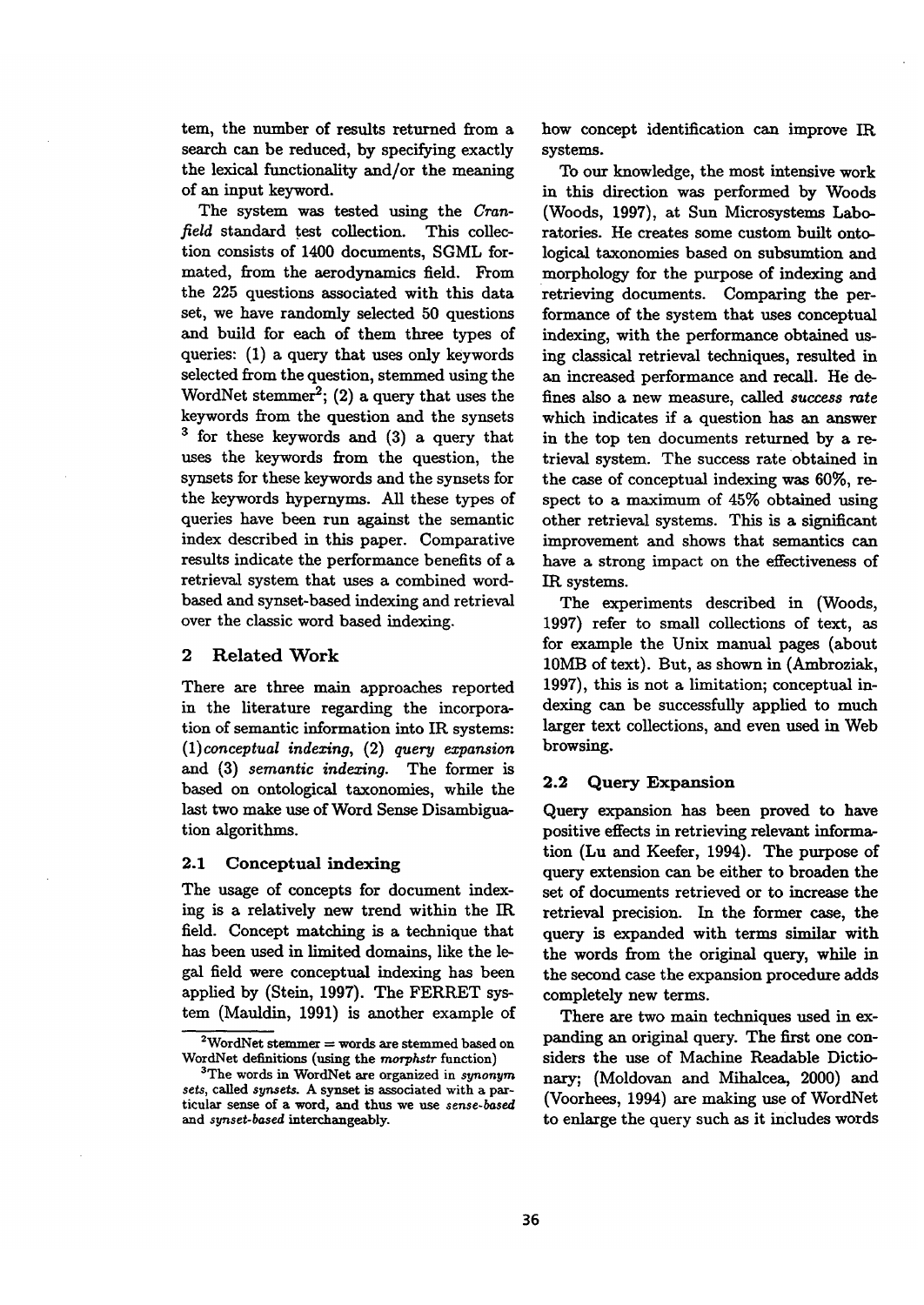tem, the number of results returned from a search can be reduced, by specifying exactly the lexical functionality and/or the meaning of an input keyword.

The system was tested using the *Cranfield* standard test collection. This collection consists of 1400 documents, SGML formated, from the aerodynamics field. From the 225 questions associated with this data set, we have randomly selected 50 questions and build for each of them three types of queries: (1) a query that uses only keywords selected from the question, stemmed using the WordNet stemmer[2]; (2) a query that uses the keywords from the question and the synsets [3] for these keywords and (3) a query that uses the keywords from the question, the synsets for these keywords and the synsets for the keywords hypernyms. All these types of queries have been run against the semantic index described in this paper. Comparative results indicate the performance benefits of a retrieval system that uses a combined word-based and synset-based indexing and retrieval over the classic word based indexing.

## 2 Related Work

There are three main approaches reported in the literature regarding the incorporation of semantic information into IR systems: (1)*conceptual indexing*, (2) *query expansion* and (3) *semantic indexing*. The former is based on ontological taxonomies, while the last two make use of Word Sense Disambiguation algorithms.

### 2.1 Conceptual indexing

The usage of concepts for document indexing is a relatively new trend within the IR field. Concept matching is a technique that has been used in limited domains, like the legal field were conceptual indexing has been applied by (Stein, 1997). The FERRET system (Mauldin, 1991) is another example of how concept identification can improve IR systems.

To our knowledge, the most intensive work in this direction was performed by Woods (Woods, 1997), at Sun Microsystems Laboratories. He creates some custom built ontological taxonomies based on subsumtion and morphology for the purpose of indexing and retrieving documents. Comparing the performance of the system that uses conceptual indexing, with the performance obtained using classical retrieval techniques, resulted in an increased performance and recall. He defines also a new measure, called *success rate* which indicates if a question has an answer in the top ten documents returned by a retrieval system. The success rate obtained in the case of conceptual indexing was 60%, respect to a maximum of 45% obtained using other retrieval systems. This is a significant improvement and shows that semantics can have a strong impact on the effectiveness of IR systems.

The experiments described in (Woods, 1997) refer to small collections of text, as for example the Unix manual pages (about 10MB of text). But, as shown in (Ambroziak, 1997), this is not a limitation; conceptual indexing can be successfully applied to much larger text collections, and even used in Web browsing.

### 2.2 Query Expansion

Query expansion has been proved to have positive effects in retrieving relevant information (Lu and Keefer, 1994). The purpose of query extension can be either to broaden the set of documents retrieved or to increase the retrieval precision. In the former case, the query is expanded with terms similar with the words from the original query, while in the second case the expansion procedure adds completely new terms.

There are two main techniques used in expanding an original query. The first one considers the use of Machine Readable Dictionary; (Moldovan and Mihalcea, 2000) and (Voorhees, 1994) are making use of WordNet to enlarge the query such as it includes words

[2] WordNet stemmer = words are stemmed based on WordNet definitions (using the *morphstr* function)

[3] The words in WordNet are organized in *synonym sets*, called *synsets*. A synset is associated with a particular sense of a word, and thus we use *sense-based* and *synset-based* interchangeably.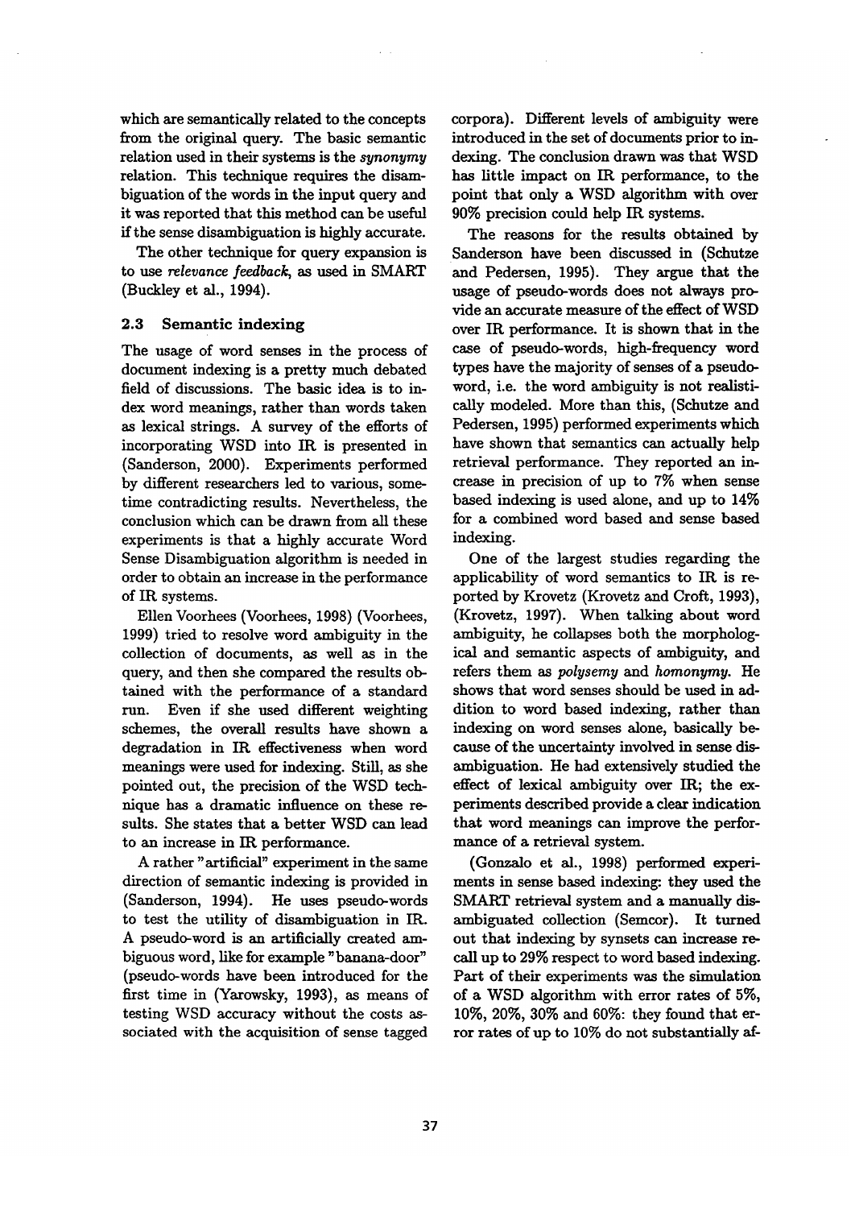which are semantically related to the concepts from the original query. The basic semantic relation used in their systems is the *synonymy* relation. This technique requires the disambiguation of the words in the input query and it was reported that this method can be useful if the sense disambiguation is highly accurate.

The other technique for query expansion is to use *relevance feedback*, as used in SMART (Buckley et al., 1994).

### 2.3 Semantic indexing

The usage of word senses in the process of document indexing is a pretty much debated field of discussions. The basic idea is to index word meanings, rather than words taken as lexical strings. A survey of the efforts of incorporating WSD into IR is presented in (Sanderson, 2000). Experiments performed by different researchers led to various, sometime contradicting results. Nevertheless, the conclusion which can be drawn from all these experiments is that a highly accurate Word Sense Disambiguation algorithm is needed in order to obtain an increase in the performance of IR systems.

Ellen Voorhees (Voorhees, 1998) (Voorhees, 1999) tried to resolve word ambiguity in the collection of documents, as well as in the query, and then she compared the results obtained with the performance of a standard run. Even if she used different weighting schemes, the overall results have shown a degradation in IR effectiveness when word meanings were used for indexing. Still, as she pointed out, the precision of the WSD technique has a dramatic influence on these results. She states that a better WSD can lead to an increase in IR performance.

A rather "artificial" experiment in the same direction of semantic indexing is provided in (Sanderson, 1994). He uses pseudo-words to test the utility of disambiguation in IR. A pseudo-word is an artificially created ambiguous word, like for example "banana-door" (pseudo-words have been introduced for the first time in (Yarowsky, 1993), as means of testing WSD accuracy without the costs associated with the acquisition of sense tagged corpora). Different levels of ambiguity were introduced in the set of documents prior to indexing. The conclusion drawn was that WSD has little impact on IR performance, to the point that only a WSD algorithm with over 90% precision could help IR systems.

The reasons for the results obtained by Sanderson have been discussed in (Schutze and Pedersen, 1995). They argue that the usage of pseudo-words does not always provide an accurate measure of the effect of WSD over IR performance. It is shown that in the case of pseudo-words, high-frequency word types have the majority of senses of a pseudo-word, i.e. the word ambiguity is not realistically modeled. More than this, (Schutze and Pedersen, 1995) performed experiments which have shown that semantics can actually help retrieval performance. They reported an increase in precision of up to 7% when sense based indexing is used alone, and up to 14% for a combined word based and sense based indexing.

One of the largest studies regarding the applicability of word semantics to IR is reported by Krovetz (Krovetz and Croft, 1993), (Krovetz, 1997). When talking about word ambiguity, he collapses both the morphological and semantic aspects of ambiguity, and refers them as *polysemy* and *homonymy*. He shows that word senses should be used in addition to word based indexing, rather than indexing on word senses alone, basically because of the uncertainty involved in sense disambiguation. He had extensively studied the effect of lexical ambiguity over IR; the experiments described provide a clear indication that word meanings can improve the performance of a retrieval system.

(Gonzalo et al., 1998) performed experiments in sense based indexing: they used the SMART retrieval system and a manually disambiguated collection (Semcor). It turned out that indexing by synsets can increase recall up to 29% respect to word based indexing. Part of their experiments was the simulation of a WSD algorithm with error rates of 5%, 10%, 20%, 30% and 60%: they found that error rates of up to 10% do not substantially af-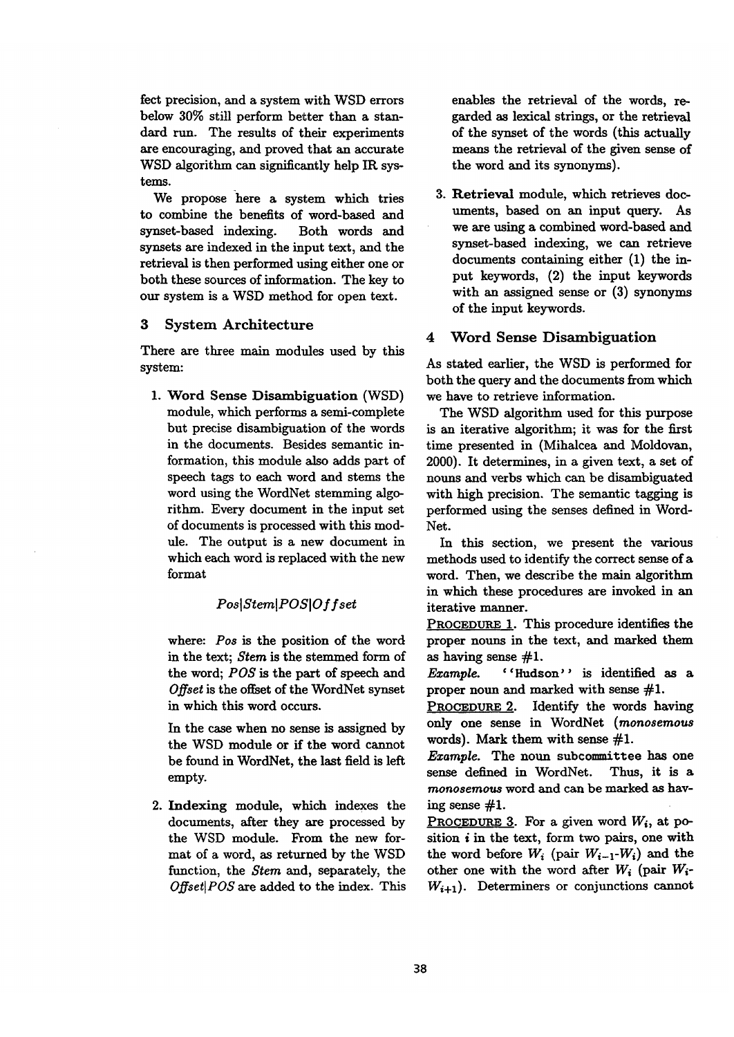fect precision, and a system with WSD errors below 30% still perform better than a standard run. The results of their experiments are encouraging, and proved that an accurate WSD algorithm can significantly help IR systems.

We propose here a system which tries to combine the benefits of word-based and synset-based indexing. Both words and synsets are indexed in the input text, and the retrieval is then performed using either one or both these sources of information. The key to our system is a WSD method for open text.

## 3 System Architecture

There are three main modules used by this system:

1. **Word Sense Disambiguation** (WSD) module, which performs a semi-complete but precise disambiguation of the words in the documents. Besides semantic information, this module also adds part of speech tags to each word and stems the word using the WordNet stemming algorithm. Every document in the input set of documents is processed with this module. The output is a new document in which each word is replaced with the new format

   $$Pos|Stem|POS|Offset$$

   where: *Pos* is the position of the word in the text; *Stem* is the stemmed form of the word; *POS* is the part of speech and *Offset* is the offset of the WordNet synset in which this word occurs.

   In the case when no sense is assigned by the WSD module or if the word cannot be found in WordNet, the last field is left empty.

2. **Indexing** module, which indexes the documents, after they are processed by the WSD module. From the new format of a word, as returned by the WSD function, the *Stem* and, separately, the *Offset|POS* are added to the index. This enables the retrieval of the words, regarded as lexical strings, or the retrieval of the synset of the words (this actually means the retrieval of the given sense of the word and its synonyms).

3. **Retrieval** module, which retrieves documents, based on an input query. As we are using a combined word-based and synset-based indexing, we can retrieve documents containing either (1) the input keywords, (2) the input keywords with an assigned sense or (3) synonyms of the input keywords.

## 4 Word Sense Disambiguation

As stated earlier, the WSD is performed for both the query and the documents from which we have to retrieve information.

The WSD algorithm used for this purpose is an iterative algorithm; it was for the first time presented in (Mihalcea and Moldovan, 2000). It determines, in a given text, a set of nouns and verbs which can be disambiguated with high precision. The semantic tagging is performed using the senses defined in WordNet.

In this section, we present the various methods used to identify the correct sense of a word. Then, we describe the main algorithm in which these procedures are invoked in an iterative manner.

<u>PROCEDURE 1</u>. This procedure identifies the proper nouns in the text, and marked them as having sense #1.

*Example.* `''Hudson''` is identified as a proper noun and marked with sense #1.

<u>PROCEDURE 2</u>. Identify the words having only one sense in WordNet (*monosemous* words). Mark them with sense #1.

*Example.* The noun `subcommittee` has one sense defined in WordNet. Thus, it is a *monosemous* word and can be marked as having sense #1.

<u>PROCEDURE 3</u>. For a given word $W_i$, at position $i$ in the text, form two pairs, one with the word before $W_i$ (pair $W_{i-1}$-$W_i$) and the other one with the word after $W_i$ (pair $W_i$-$W_{i+1}$). Determiners or conjunctions cannot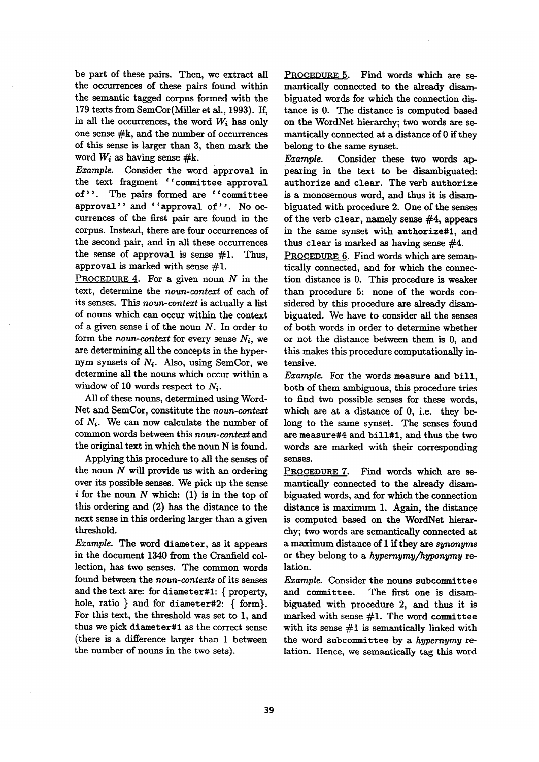be part of these pairs. Then, we extract all the occurrences of these pairs found within the semantic tagged corpus formed with the 179 texts from SemCor(Miller et al., 1993). If, in all the occurrences, the word $W_i$ has only one sense #k, and the number of occurrences of this sense is larger than 3, then mark the word $W_i$ as having sense #k.

*Example.* Consider the word `approval` in the text fragment ``committee approval of''. The pairs formed are ``committee approval'' and ``approval of''. No occurrences of the first pair are found in the corpus. Instead, there are four occurrences of the second pair, and in all these occurrences the sense of `approval` is sense #1. Thus, `approval` is marked with sense #1.

PROCEDURE 4. For a given noun $N$ in the text, determine the *noun-context* of each of its senses. This *noun-context* is actually a list of nouns which can occur within the context of a given sense i of the noun $N$. In order to form the *noun-context* for every sense $N_i$, we are determining all the concepts in the hypernym synsets of $N_i$. Also, using SemCor, we determine all the nouns which occur within a window of 10 words respect to $N_i$.

All of these nouns, determined using WordNet and SemCor, constitute the *noun-context* of $N_i$. We can now calculate the number of common words between this *noun-context* and the original text in which the noun N is found.

Applying this procedure to all the senses of the noun $N$ will provide us with an ordering over its possible senses. We pick up the sense $i$ for the noun $N$ which: (1) is in the top of this ordering and (2) has the distance to the next sense in this ordering larger than a given threshold.

*Example.* The word `diameter`, as it appears in the document 1340 from the Cranfield collection, has two senses. The common words found between the *noun-contexts* of its senses and the text are: for `diameter#1`: { property, hole, ratio } and for `diameter#2`: { form}. For this text, the threshold was set to 1, and thus we pick `diameter#1` as the correct sense (there is a difference larger than 1 between the number of nouns in the two sets).

PROCEDURE 5. Find words which are semantically connected to the already disambiguated words for which the connection distance is 0. The distance is computed based on the WordNet hierarchy; two words are semantically connected at a distance of 0 if they belong to the same synset.

*Example.* Consider these two words appearing in the text to be disambiguated: `authorize` and `clear`. The verb `authorize` is a monosemous word, and thus it is disambiguated with procedure 2. One of the senses of the verb `clear`, namely sense #4, appears in the same synset with `authorize#1`, and thus `clear` is marked as having sense #4.

PROCEDURE 6. Find words which are semantically connected, and for which the connection distance is 0. This procedure is weaker than procedure 5: none of the words considered by this procedure are already disambiguated. We have to consider all the senses of both words in order to determine whether or not the distance between them is 0, and this makes this procedure computationally intensive.

*Example.* For the words `measure` and `bill`, both of them ambiguous, this procedure tries to find two possible senses for these words, which are at a distance of 0, i.e. they belong to the same synset. The senses found are `measure#4` and `bill#1`, and thus the two words are marked with their corresponding senses.

PROCEDURE 7. Find words which are semantically connected to the already disambiguated words, and for which the connection distance is maximum 1. Again, the distance is computed based on the WordNet hierarchy; two words are semantically connected at a maximum distance of 1 if they are *synonyms* or they belong to a *hypernymy/hyponymy* relation.

*Example.* Consider the nouns `subcommittee` and `committee`. The first one is disambiguated with procedure 2, and thus it is marked with sense #1. The word `committee` with its sense #1 is semantically linked with the word `subcommittee` by a *hypernymy* relation. Hence, we semantically tag this word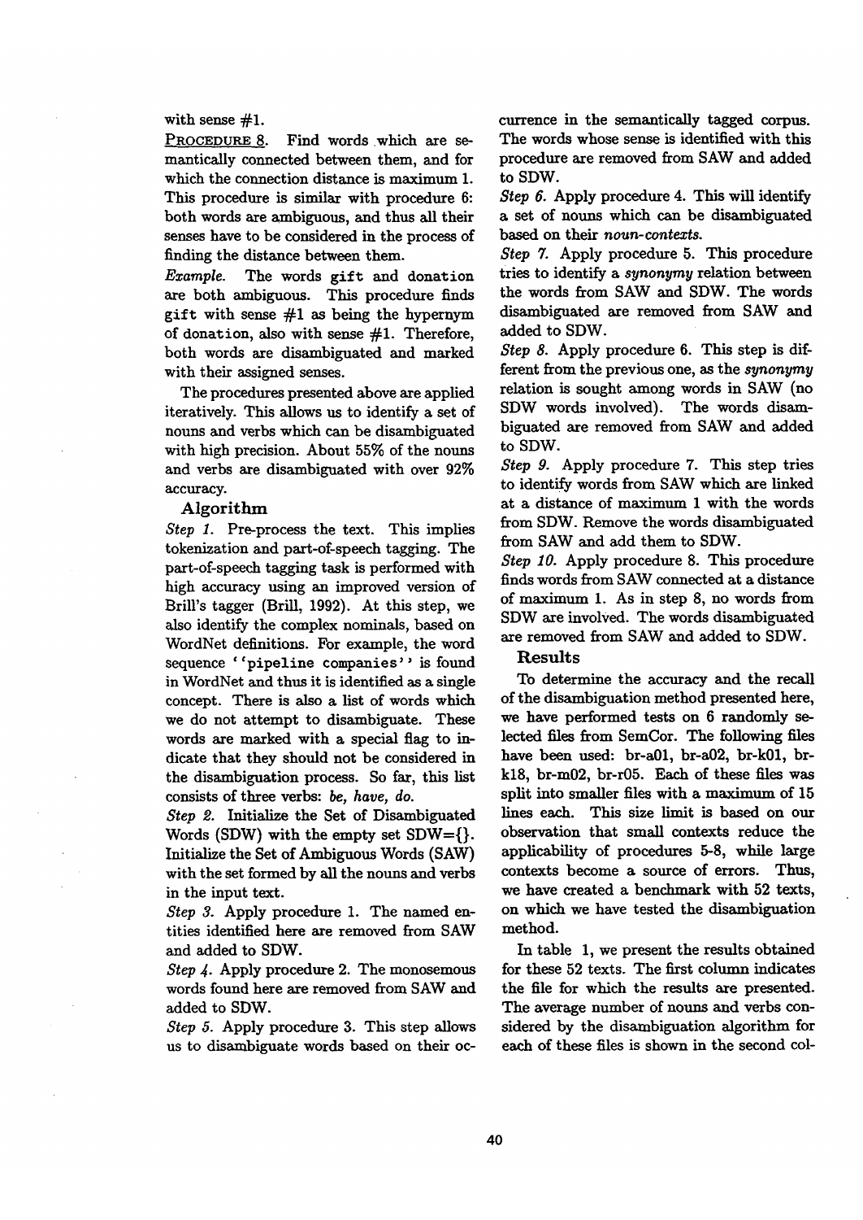with sense #1.

PROCEDURE 8. Find words which are semantically connected between them, and for which the connection distance is maximum 1. This procedure is similar with procedure 6: both words are ambiguous, and thus all their senses have to be considered in the process of finding the distance between them.

*Example.* The words `gift` and `donation` are both ambiguous. This procedure finds `gift` with sense #1 as being the hypernym of `donation`, also with sense #1. Therefore, both words are disambiguated and marked with their assigned senses.

The procedures presented above are applied iteratively. This allows us to identify a set of nouns and verbs which can be disambiguated with high precision. About 55% of the nouns and verbs are disambiguated with over 92% accuracy.

### Algorithm

*Step 1.* Pre-process the text. This implies tokenization and part-of-speech tagging. The part-of-speech tagging task is performed with high accuracy using an improved version of Brill's tagger (Brill, 1992). At this step, we also identify the complex nominals, based on WordNet definitions. For example, the word sequence `''pipeline companies''` is found in WordNet and thus it is identified as a single concept. There is also a list of words which we do not attempt to disambiguate. These words are marked with a special flag to indicate that they should not be considered in the disambiguation process. So far, this list consists of three verbs: *be, have, do.*

*Step 2.* Initialize the Set of Disambiguated Words (SDW) with the empty set SDW={}. Initialize the Set of Ambiguous Words (SAW) with the set formed by all the nouns and verbs in the input text.

*Step 3.* Apply procedure 1. The named entities identified here are removed from SAW and added to SDW.

*Step 4.* Apply procedure 2. The monosemous words found here are removed from SAW and added to SDW.

*Step 5.* Apply procedure 3. This step allows us to disambiguate words based on their occurrence in the semantically tagged corpus. The words whose sense is identified with this procedure are removed from SAW and added to SDW.

*Step 6.* Apply procedure 4. This will identify a set of nouns which can be disambiguated based on their *noun-contexts.*

*Step 7.* Apply procedure 5. This procedure tries to identify a *synonymy* relation between the words from SAW and SDW. The words disambiguated are removed from SAW and added to SDW.

*Step 8.* Apply procedure 6. This step is different from the previous one, as the *synonymy* relation is sought among words in SAW (no SDW words involved). The words disambiguated are removed from SAW and added to SDW.

*Step 9.* Apply procedure 7. This step tries to identify words from SAW which are linked at a distance of maximum 1 with the words from SDW. Remove the words disambiguated from SAW and add them to SDW.

*Step 10.* Apply procedure 8. This procedure finds words from SAW connected at a distance of maximum 1. As in step 8, no words from SDW are involved. The words disambiguated are removed from SAW and added to SDW.

### Results

To determine the accuracy and the recall of the disambiguation method presented here, we have performed tests on 6 randomly selected files from SemCor. The following files have been used: br-a01, br-a02, br-k01, br-k18, br-m02, br-r05. Each of these files was split into smaller files with a maximum of 15 lines each. This size limit is based on our observation that small contexts reduce the applicability of procedures 5-8, while large contexts become a source of errors. Thus, we have created a benchmark with 52 texts, on which we have tested the disambiguation method.

In table 1, we present the results obtained for these 52 texts. The first column indicates the file for which the results are presented. The average number of nouns and verbs considered by the disambiguation algorithm for each of these files is shown in the second col-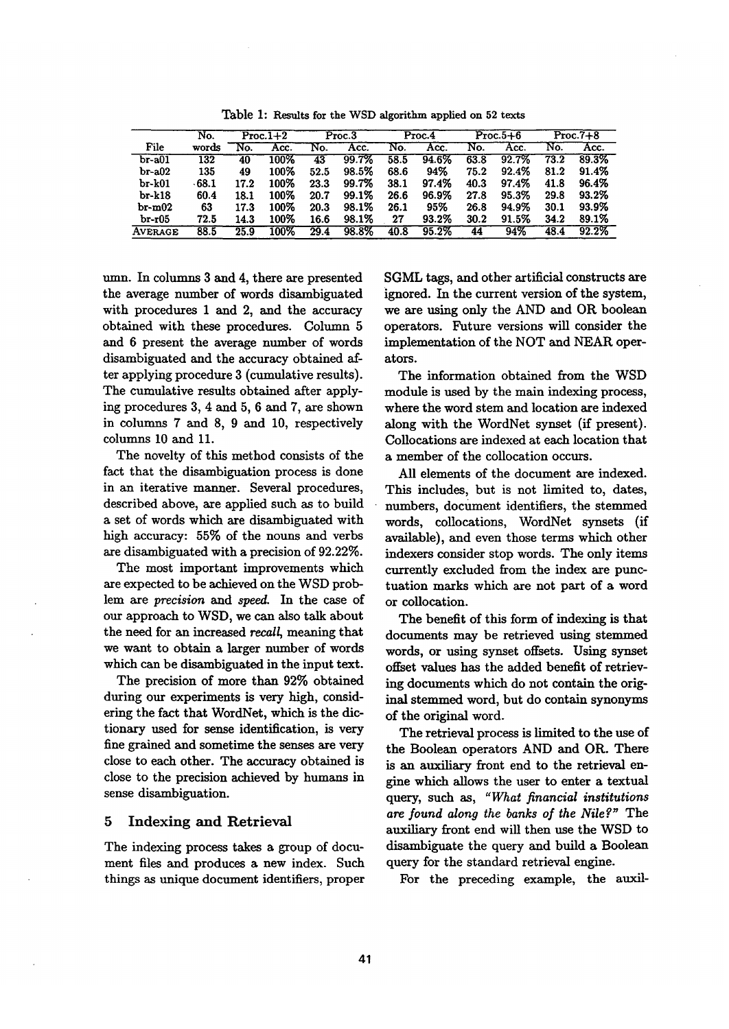Table 1: Results for the WSD algorithm applied on 52 texts

| File | No. words | Proc.1+2 | | Proc.3 | | Proc.4 | | Proc.5+6 | | Proc.7+8 | |
|---|---|---|---|---|---|---|---|---|---|---|---|
| | | No. | Acc. | No. | Acc. | No. | Acc. | No. | Acc. | No. | Acc. |
| br-a01 | 132 | 40 | 100% | 43 | 99.7% | 58.5 | 94.6% | 63.8 | 92.7% | 73.2 | 89.3% |
| br-a02 | 135 | 49 | 100% | 52.5 | 98.5% | 68.6 | 94% | 75.2 | 92.4% | 81.2 | 91.4% |
| br-k01 | 68.1 | 17.2 | 100% | 23.3 | 99.7% | 38.1 | 97.4% | 40.3 | 97.4% | 41.8 | 96.4% |
| br-k18 | 60.4 | 18.1 | 100% | 20.7 | 99.1% | 26.6 | 96.9% | 27.8 | 95.3% | 29.8 | 93.2% |
| br-m02 | 63 | 17.3 | 100% | 20.3 | 98.1% | 26.1 | 95% | 26.8 | 94.9% | 30.1 | 93.9% |
| br-r05 | 72.5 | 14.3 | 100% | 16.6 | 98.1% | 27 | 93.2% | 30.2 | 91.5% | 34.2 | 89.1% |
| AVERAGE | 88.5 | 25.9 | 100% | 29.4 | 98.8% | 40.8 | 95.2% | 44 | 94% | 48.4 | 92.2% |

umn. In columns 3 and 4, there are presented the average number of words disambiguated with procedures 1 and 2, and the accuracy obtained with these procedures. Column 5 and 6 present the average number of words disambiguated and the accuracy obtained after applying procedure 3 (cumulative results). The cumulative results obtained after applying procedures 3, 4 and 5, 6 and 7, are shown in columns 7 and 8, 9 and 10, respectively columns 10 and 11.

The novelty of this method consists of the fact that the disambiguation process is done in an iterative manner. Several procedures, described above, are applied such as to build a set of words which are disambiguated with high accuracy: 55% of the nouns and verbs are disambiguated with a precision of 92.22%.

The most important improvements which are expected to be achieved on the WSD problem are *precision* and *speed*. In the case of our approach to WSD, we can also talk about the need for an increased *recall*, meaning that we want to obtain a larger number of words which can be disambiguated in the input text.

The precision of more than 92% obtained during our experiments is very high, considering the fact that WordNet, which is the dictionary used for sense identification, is very fine grained and sometime the senses are very close to each other. The accuracy obtained is close to the precision achieved by humans in sense disambiguation.

## 5 Indexing and Retrieval

The indexing process takes a group of document files and produces a new index. Such things as unique document identifiers, proper SGML tags, and other artificial constructs are ignored. In the current version of the system, we are using only the AND and OR boolean operators. Future versions will consider the implementation of the NOT and NEAR operators.

The information obtained from the WSD module is used by the main indexing process, where the word stem and location are indexed along with the WordNet synset (if present). Collocations are indexed at each location that a member of the collocation occurs.

All elements of the document are indexed. This includes, but is not limited to, dates, numbers, document identifiers, the stemmed words, collocations, WordNet synsets (if available), and even those terms which other indexers consider stop words. The only items currently excluded from the index are punctuation marks which are not part of a word or collocation.

The benefit of this form of indexing is that documents may be retrieved using stemmed words, or using synset offsets. Using synset offset values has the added benefit of retrieving documents which do not contain the original stemmed word, but do contain synonyms of the original word.

The retrieval process is limited to the use of the Boolean operators AND and OR. There is an auxiliary front end to the retrieval engine which allows the user to enter a textual query, such as, *"What financial institutions are found along the banks of the Nile?"* The auxiliary front end will then use the WSD to disambiguate the query and build a Boolean query for the standard retrieval engine.

For the preceding example, the auxil-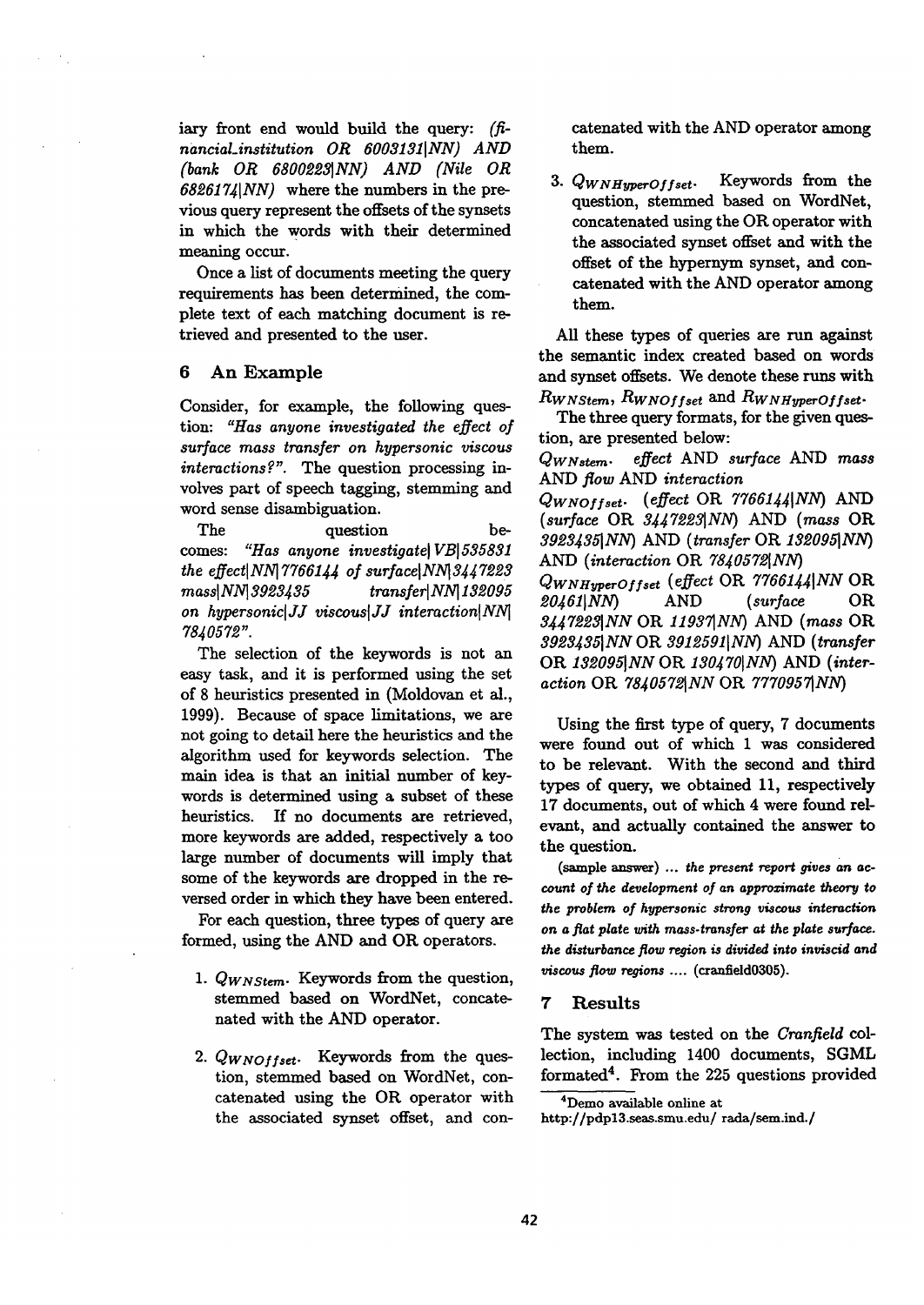iary front end would build the query: *(financial_institution OR 6003131|NN) AND (bank OR 6800223|NN) AND (Nile OR 6826174|NN)* where the numbers in the previous query represent the offsets of the synsets in which the words with their determined meaning occur.

Once a list of documents meeting the query requirements has been determined, the complete text of each matching document is retrieved and presented to the user.

## 6 An Example

Consider, for example, the following question: *"Has anyone investigated the effect of surface mass transfer on hypersonic viscous interactions?"*. The question processing involves part of speech tagging, stemming and word sense disambiguation.

The question becomes: *"Has anyone investigate| VB|535831 the effect|NN|7766144 of surface|NN|3447223 mass|NN|3923435 transfer|NN|132095 on hypersonic|JJ viscous|JJ interaction|NN| 7840572"*.

The selection of the keywords is not an easy task, and it is performed using the set of 8 heuristics presented in (Moldovan et al., 1999). Because of space limitations, we are not going to detail here the heuristics and the algorithm used for keywords selection. The main idea is that an initial number of keywords is determined using a subset of these heuristics. If no documents are retrieved, more keywords are added, respectively a too large number of documents will imply that some of the keywords are dropped in the reversed order in which they have been entered.

For each question, three types of query are formed, using the AND and OR operators.

1. $Q_{WNStem}$. Keywords from the question, stemmed based on WordNet, concatenated with the AND operator.

2. $Q_{WNOffset}$. Keywords from the question, stemmed based on WordNet, concatenated using the OR operator with the associated synset offset, and concatenated with the AND operator among them.

3. $Q_{WNHyperOffset}$. Keywords from the question, stemmed based on WordNet, concatenated using the OR operator with the associated synset offset and with the offset of the hypernym synset, and concatenated with the AND operator among them.

All these types of queries are run against the semantic index created based on words and synset offsets. We denote these runs with $R_{WNStem}$, $R_{WNOffset}$ and $R_{WNHyperOffset}$.

The three query formats, for the given question, are presented below:

$Q_{WNstem}$. *effect* AND *surface* AND *mass* AND *flow* AND *interaction*

$Q_{WNOffset}$. (*effect* OR *7766144|NN*) AND (*surface* OR *3447223|NN*) AND (*mass* OR *3923435|NN*) AND (*transfer* OR *132095|NN*) AND (*interaction* OR *7840572|NN*)

$Q_{WNHyperOffset}$ (*effect* OR *7766144|NN* OR *20461|NN*) AND (*surface* OR *3447223|NN* OR *11937|NN*) AND (*mass* OR *3923435|NN* OR *3912591|NN*) AND (*transfer* OR *132095|NN* OR *130470|NN*) AND (*interaction* OR *7840572|NN* OR *7770957|NN*)

Using the first type of query, 7 documents were found out of which 1 was considered to be relevant. With the second and third types of query, we obtained 11, respectively 17 documents, out of which 4 were found relevant, and actually contained the answer to the question.

(sample answer) ... *the present report gives an account of the development of an approximate theory to the problem of hypersonic strong viscous interaction on a flat plate with mass-transfer at the plate surface. the disturbance flow region is divided into inviscid and viscous flow regions* .... (cranfield0305).

## 7 Results

The system was tested on the *Cranfield* collection, including 1400 documents, SGML formated[4]. From the 225 questions provided

[4] Demo available online at http://pdpl3.seas.smu.edu/ rada/sem.ind./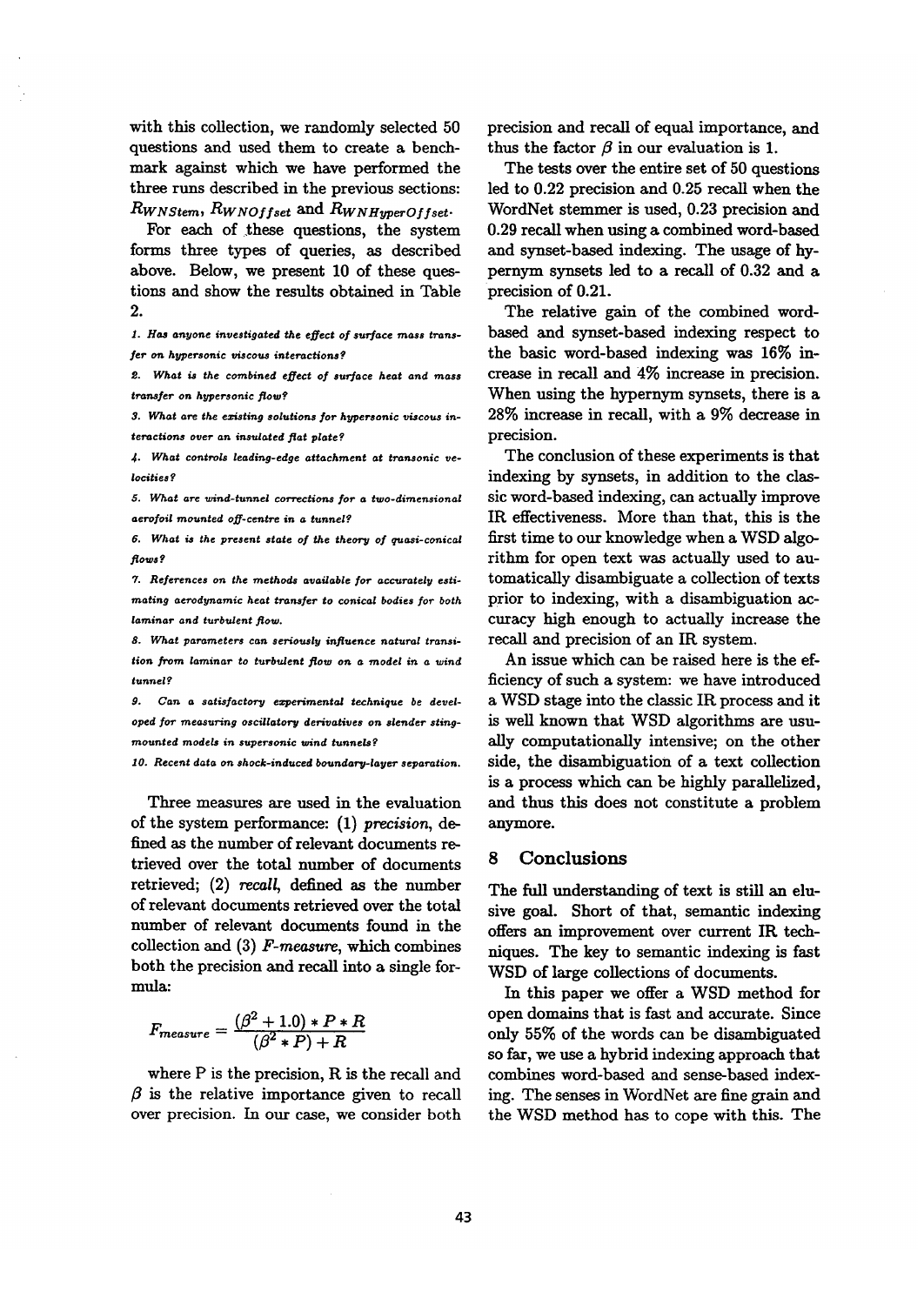with this collection, we randomly selected 50 questions and used them to create a benchmark against which we have performed the three runs described in the previous sections: $R_{WNStem}$, $R_{WNOffset}$ and $R_{WNHyperOffset}$.

For each of these questions, the system forms three types of queries, as described above. Below, we present 10 of these questions and show the results obtained in Table 2.

*1. Has anyone investigated the effect of surface mass transfer on hypersonic viscous interactions?*

*2. What is the combined effect of surface heat and mass transfer on hypersonic flow?*

*3. What are the existing solutions for hypersonic viscous interactions over an insulated flat plate?*

*4. What controls leading-edge attachment at transonic velocities?*

*5. What are wind-tunnel corrections for a two-dimensional aerofoil mounted off-centre in a tunnel?*

*6. What is the present state of the theory of quasi-conical flows?*

*7. References on the methods available for accurately estimating aerodynamic heat transfer to conical bodies for both laminar and turbulent flow.*

*8. What parameters can seriously influence natural transition from laminar to turbulent flow on a model in a wind tunnel?*

*9. Can a satisfactory experimental technique be developed for measuring oscillatory derivatives on slender sting-mounted models in supersonic wind tunnels?*

*10. Recent data on shock-induced boundary-layer separation.*

Three measures are used in the evaluation of the system performance: (1) *precision*, defined as the number of relevant documents retrieved over the total number of documents retrieved; (2) *recall*, defined as the number of relevant documents retrieved over the total number of relevant documents found in the collection and (3) *F-measure*, which combines both the precision and recall into a single formula:

$$F_{measure} = \frac{(\beta^2 + 1.0) * P * R}{(\beta^2 * P) + R}$$

where P is the precision, R is the recall and $\beta$ is the relative importance given to recall over precision. In our case, we consider both precision and recall of equal importance, and thus the factor $\beta$ in our evaluation is 1.

The tests over the entire set of 50 questions led to 0.22 precision and 0.25 recall when the WordNet stemmer is used, 0.23 precision and 0.29 recall when using a combined word-based and synset-based indexing. The usage of hypernym synsets led to a recall of 0.32 and a precision of 0.21.

The relative gain of the combined word-based and synset-based indexing respect to the basic word-based indexing was 16% increase in recall and 4% increase in precision. When using the hypernym synsets, there is a 28% increase in recall, with a 9% decrease in precision.

The conclusion of these experiments is that indexing by synsets, in addition to the classic word-based indexing, can actually improve IR effectiveness. More than that, this is the first time to our knowledge when a WSD algorithm for open text was actually used to automatically disambiguate a collection of texts prior to indexing, with a disambiguation accuracy high enough to actually increase the recall and precision of an IR system.

An issue which can be raised here is the efficiency of such a system: we have introduced a WSD stage into the classic IR process and it is well known that WSD algorithms are usually computationally intensive; on the other side, the disambiguation of a text collection is a process which can be highly parallelized, and thus this does not constitute a problem anymore.

## 8 Conclusions

The full understanding of text is still an elusive goal. Short of that, semantic indexing offers an improvement over current IR techniques. The key to semantic indexing is fast WSD of large collections of documents.

In this paper we offer a WSD method for open domains that is fast and accurate. Since only 55% of the words can be disambiguated so far, we use a hybrid indexing approach that combines word-based and sense-based indexing. The senses in WordNet are fine grain and the WSD method has to cope with this. The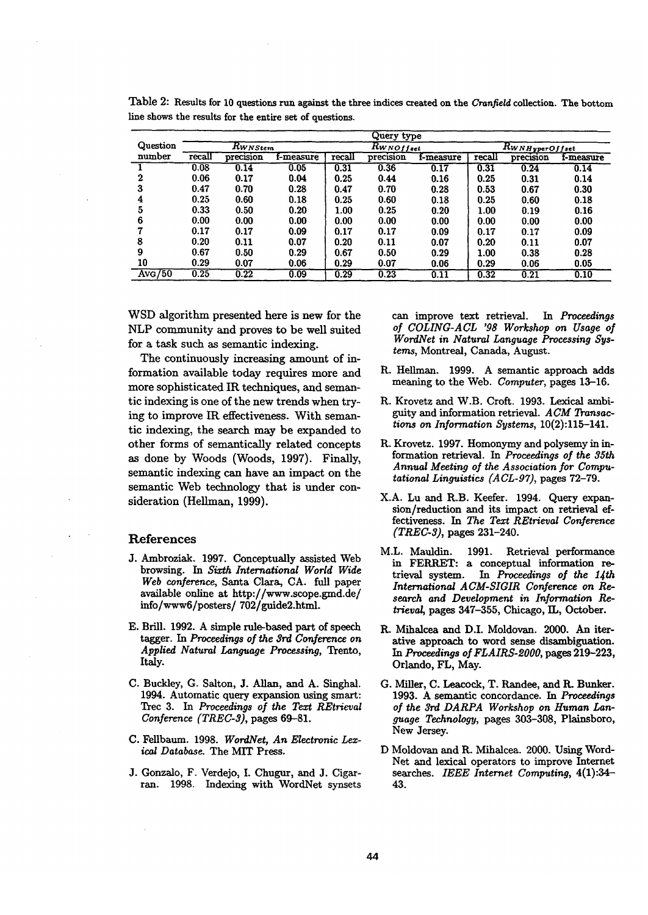Table 2: Results for 10 questions run against the three indices created on the *Cranfield* collection. The bottom line shows the results for the entire set of questions.

| Question number | $R_{WNStem}$ | | | $R_{WNOffset}$ | | | $R_{WNHyperOffset}$ | | |
|---|---|---|---|---|---|---|---|---|---|
| | recall | precision | f-measure | recall | precision | f-measure | recall | precision | f-measure |
| 1 | 0.08 | 0.14 | 0.05 | 0.31 | 0.36 | 0.17 | 0.31 | 0.24 | 0.14 |
| 2 | 0.06 | 0.17 | 0.04 | 0.25 | 0.44 | 0.16 | 0.25 | 0.31 | 0.14 |
| 3 | 0.47 | 0.70 | 0.28 | 0.47 | 0.70 | 0.28 | 0.53 | 0.67 | 0.30 |
| 4 | 0.25 | 0.60 | 0.18 | 0.25 | 0.60 | 0.18 | 0.25 | 0.60 | 0.18 |
| 5 | 0.33 | 0.50 | 0.20 | 1.00 | 0.25 | 0.20 | 1.00 | 0.19 | 0.16 |
| 6 | 0.00 | 0.00 | 0.00 | 0.00 | 0.00 | 0.00 | 0.00 | 0.00 | 0.00 |
| 7 | 0.17 | 0.17 | 0.09 | 0.17 | 0.17 | 0.09 | 0.17 | 0.17 | 0.09 |
| 8 | 0.20 | 0.11 | 0.07 | 0.20 | 0.11 | 0.07 | 0.20 | 0.11 | 0.07 |
| 9 | 0.67 | 0.50 | 0.29 | 0.67 | 0.50 | 0.29 | 1.00 | 0.38 | 0.28 |
| 10 | 0.29 | 0.07 | 0.06 | 0.29 | 0.07 | 0.06 | 0.29 | 0.06 | 0.05 |
| AVG/50 | 0.25 | 0.22 | 0.09 | 0.29 | 0.23 | 0.11 | 0.32 | 0.21 | 0.10 |

WSD algorithm presented here is new for the NLP community and proves to be well suited for a task such as semantic indexing.

The continuously increasing amount of information available today requires more and more sophisticated IR techniques, and semantic indexing is one of the new trends when trying to improve IR effectiveness. With semantic indexing, the search may be expanded to other forms of semantically related concepts as done by Woods (Woods, 1997). Finally, semantic indexing can have an impact on the semantic Web technology that is under consideration (Hellman, 1999).

## References

J. Ambroziak. 1997. Conceptually assisted Web browsing. In *Sixth International World Wide Web conference*, Santa Clara, CA. full paper available online at http://www.scope.gmd.de/info/www6/posters/ 702/guide2.html.

E. Brill. 1992. A simple rule-based part of speech tagger. In *Proceedings of the 3rd Conference on Applied Natural Language Processing*, Trento, Italy.

C. Buckley, G. Salton, J. Allan, and A. Singhal. 1994. Automatic query expansion using smart: Trec 3. In *Proceedings of the Text REtrieval Conference (TREC-3)*, pages 69–81.

C. Fellbaum. 1998. *WordNet, An Electronic Lexical Database*. The MIT Press.

J. Gonzalo, F. Verdejo, I. Chugur, and J. Cigarran. 1998. Indexing with WordNet synsets can improve text retrieval. In *Proceedings of COLING-ACL '98 Workshop on Usage of WordNet in Natural Language Processing Systems*, Montreal, Canada, August.

R. Hellman. 1999. A semantic approach adds meaning to the Web. *Computer*, pages 13–16.

R. Krovetz and W.B. Croft. 1993. Lexical ambiguity and information retrieval. *ACM Transactions on Information Systems*, 10(2):115–141.

R. Krovetz. 1997. Homonymy and polysemy in information retrieval. In *Proceedings of the 35th Annual Meeting of the Association for Computational Linguistics (ACL-97)*, pages 72–79.

X.A. Lu and R.B. Keefer. 1994. Query expansion/reduction and its impact on retrieval effectiveness. In *The Text REtrieval Conference (TREC-3)*, pages 231–240.

M.L. Mauldin. 1991. Retrieval performance in FERRET: a conceptual information retrieval system. In *Proceedings of the 14th International ACM-SIGIR Conference on Research and Development in Information Retrieval*, pages 347–355, Chicago, IL, October.

R. Mihalcea and D.I. Moldovan. 2000. An iterative approach to word sense disambiguation. In *Proceedings of FLAIRS-2000*, pages 219–223, Orlando, FL, May.

G. Miller, C. Leacock, T. Randee, and R. Bunker. 1993. A semantic concordance. In *Proceedings of the 3rd DARPA Workshop on Human Language Technology*, pages 303–308, Plainsboro, New Jersey.

D Moldovan and R. Mihalcea. 2000. Using WordNet and lexical operators to improve Internet searches. *IEEE Internet Computing*, 4(1):34–43.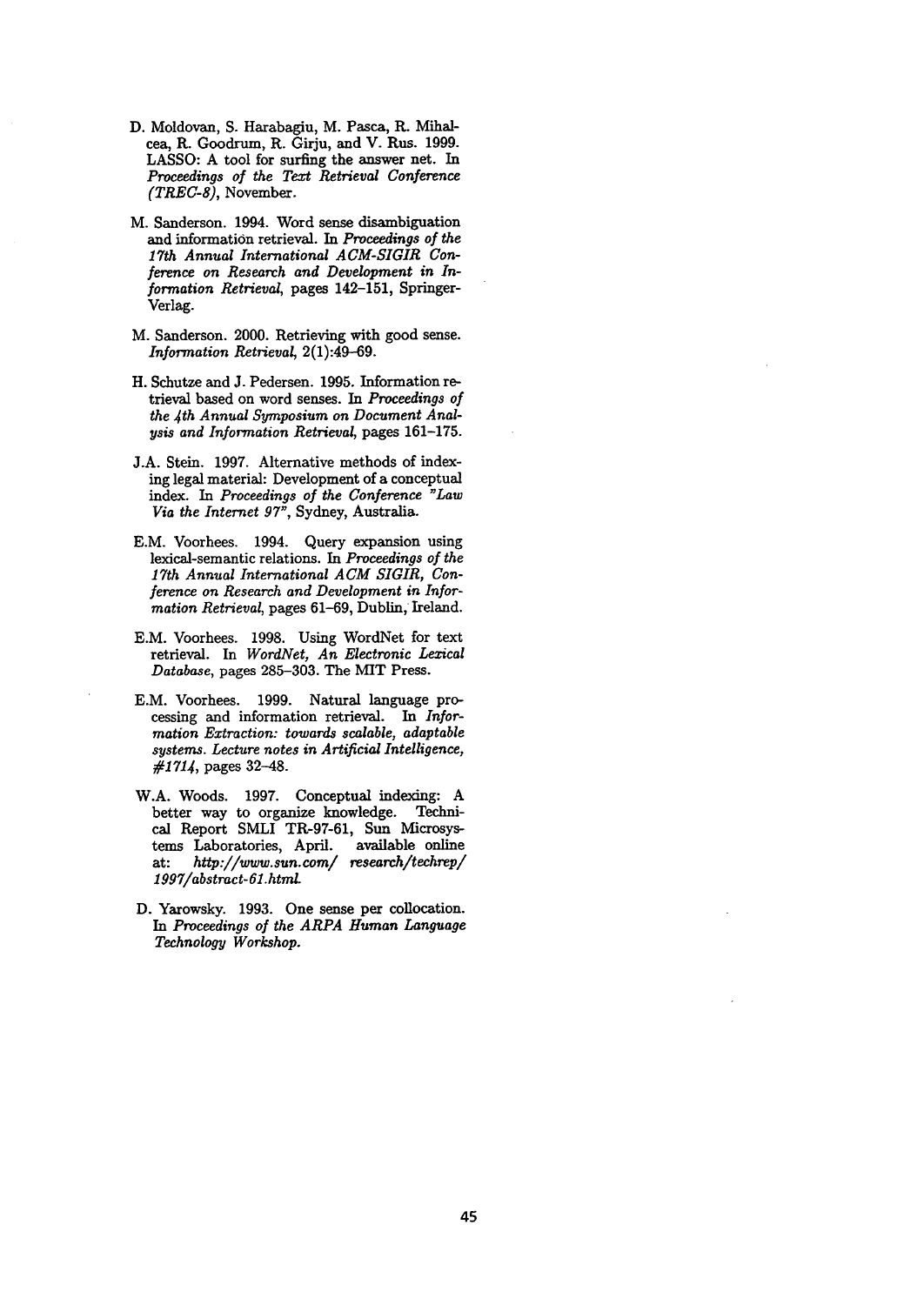D. Moldovan, S. Harabagiu, M. Pasca, R. Mihalcea, R. Goodrum, R. Girju, and V. Rus. 1999. LASSO: A tool for surfing the answer net. In *Proceedings of the Text Retrieval Conference (TREC-8)*, November.

M. Sanderson. 1994. Word sense disambiguation and information retrieval. In *Proceedings of the 17th Annual International ACM-SIGIR Conference on Research and Development in Information Retrieval*, pages 142–151, Springer-Verlag.

M. Sanderson. 2000. Retrieving with good sense. *Information Retrieval*, 2(1):49–69.

H. Schutze and J. Pedersen. 1995. Information retrieval based on word senses. In *Proceedings of the 4th Annual Symposium on Document Analysis and Information Retrieval*, pages 161–175.

J.A. Stein. 1997. Alternative methods of indexing legal material: Development of a conceptual index. In *Proceedings of the Conference "Law Via the Internet 97"*, Sydney, Australia.

E.M. Voorhees. 1994. Query expansion using lexical-semantic relations. In *Proceedings of the 17th Annual International ACM SIGIR, Conference on Research and Development in Information Retrieval*, pages 61–69, Dublin, Ireland.

E.M. Voorhees. 1998. Using WordNet for text retrieval. In *WordNet, An Electronic Lexical Database*, pages 285–303. The MIT Press.

E.M. Voorhees. 1999. Natural language processing and information retrieval. In *Information Extraction: towards scalable, adaptable systems. Lecture notes in Artificial Intelligence, #1714*, pages 32–48.

W.A. Woods. 1997. Conceptual indexing: A better way to organize knowledge. Technical Report SMLI TR-97-61, Sun Microsystems Laboratories, April. available online at: *http://www.sun.com/ research/techrep/ 1997/abstract-61.html*.

D. Yarowsky. 1993. One sense per collocation. In *Proceedings of the ARPA Human Language Technology Workshop*.